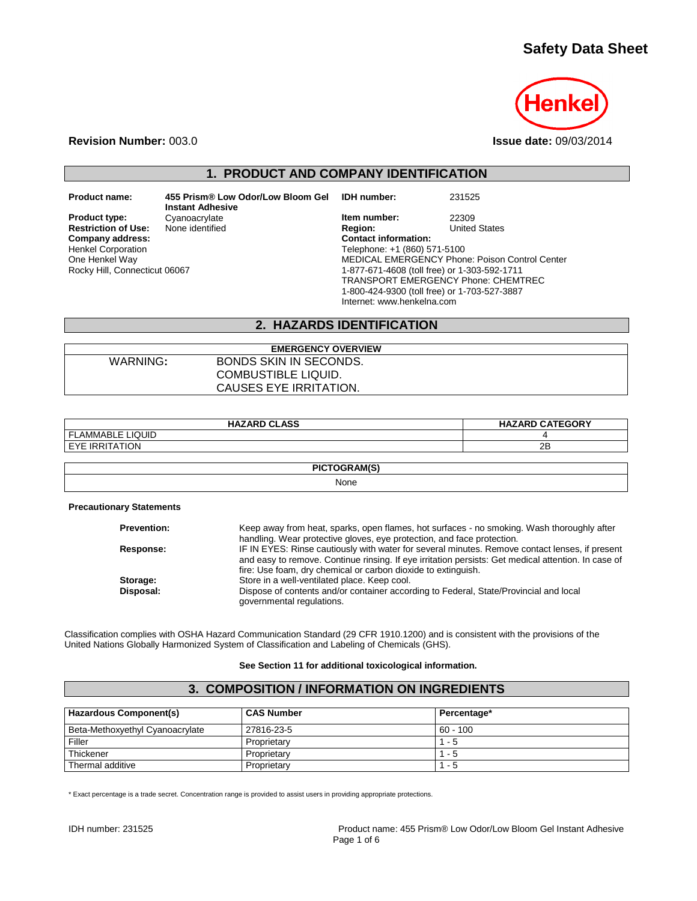# Safety Data Sheet

Henkel

**Revision Number:** 003.0

**Issue date:** 09/03/2014

## 1. PRODUCT AND COMPANY IDENTIFICATION

**Product name:** 455 Prism® Low Odor/Low Bloom Gel Instant Adhesive
**Product type:** Cyanoacrylate
**Restriction of Use:** None identified
**Company address:**
Henkel Corporation
One Henkel Way
Rocky Hill, Connecticut 06067

**IDH number:** 231525
**Item number:** 22309
**Region:** United States
**Contact information:**
Telephone: +1 (860) 571-5100
MEDICAL EMERGENCY Phone: Poison Control Center
1-877-671-4608 (toll free) or 1-303-592-1711
TRANSPORT EMERGENCY Phone: CHEMTREC
1-800-424-9300 (toll free) or 1-703-527-3887
Internet: www.henkelna.com

## 2. HAZARDS IDENTIFICATION

| EMERGENCY OVERVIEW | |
|---|---|
| WARNING: | BONDS SKIN IN SECONDS.<br>COMBUSTIBLE LIQUID.<br>CAUSES EYE IRRITATION. |

| HAZARD CLASS | HAZARD CATEGORY |
|---|---|
| FLAMMABLE LIQUID | 4 |
| EYE IRRITATION | 2B |

| PICTOGRAM(S) |
|---|
| None |

**Precautionary Statements**

**Prevention:** Keep away from heat, sparks, open flames, hot surfaces - no smoking. Wash thoroughly after handling. Wear protective gloves, eye protection, and face protection.

**Response:** IF IN EYES: Rinse cautiously with water for several minutes. Remove contact lenses, if present and easy to remove. Continue rinsing. If eye irritation persists: Get medical attention. In case of fire: Use foam, dry chemical or carbon dioxide to extinguish.

**Storage:** Store in a well-ventilated place. Keep cool.

**Disposal:** Dispose of contents and/or container according to Federal, State/Provincial and local governmental regulations.

Classification complies with OSHA Hazard Communication Standard (29 CFR 1910.1200) and is consistent with the provisions of the United Nations Globally Harmonized System of Classification and Labeling of Chemicals (GHS).

**See Section 11 for additional toxicological information.**

## 3. COMPOSITION / INFORMATION ON INGREDIENTS

| Hazardous Component(s) | CAS Number | Percentage* |
|---|---|---|
| Beta-Methoxyethyl Cyanoacrylate | 27816-23-5 | 60 - 100 |
| Filler | Proprietary | 1 - 5 |
| Thickener | Proprietary | 1 - 5 |
| Thermal additive | Proprietary | 1 - 5 |

* Exact percentage is a trade secret. Concentration range is provided to assist users in providing appropriate protections.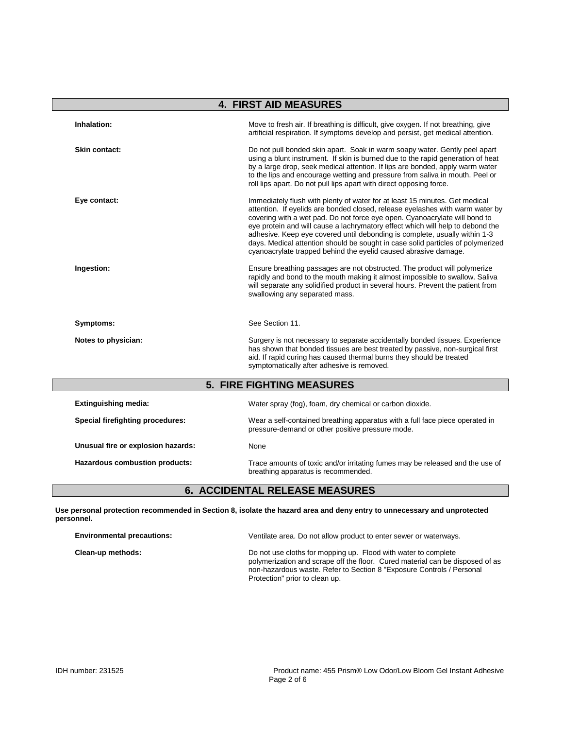## 4. FIRST AID MEASURES

**Inhalation:** Move to fresh air. If breathing is difficult, give oxygen. If not breathing, give artificial respiration. If symptoms develop and persist, get medical attention.

**Skin contact:** Do not pull bonded skin apart. Soak in warm soapy water. Gently peel apart using a blunt instrument. If skin is burned due to the rapid generation of heat by a large drop, seek medical attention. If lips are bonded, apply warm water to the lips and encourage wetting and pressure from saliva in mouth. Peel or roll lips apart. Do not pull lips apart with direct opposing force.

**Eye contact:** Immediately flush with plenty of water for at least 15 minutes. Get medical attention. If eyelids are bonded closed, release eyelashes with warm water by covering with a wet pad. Do not force eye open. Cyanoacrylate will bond to eye protein and will cause a lachrymatory effect which will help to debond the adhesive. Keep eye covered until debonding is complete, usually within 1-3 days. Medical attention should be sought in case solid particles of polymerized cyanoacrylate trapped behind the eyelid caused abrasive damage.

**Ingestion:** Ensure breathing passages are not obstructed. The product will polymerize rapidly and bond to the mouth making it almost impossible to swallow. Saliva will separate any solidified product in several hours. Prevent the patient from swallowing any separated mass.

**Symptoms:** See Section 11.

**Notes to physician:** Surgery is not necessary to separate accidentally bonded tissues. Experience has shown that bonded tissues are best treated by passive, non-surgical first aid. If rapid curing has caused thermal burns they should be treated symptomatically after adhesive is removed.

## 5. FIRE FIGHTING MEASURES

**Extinguishing media:** Water spray (fog), foam, dry chemical or carbon dioxide.

**Special firefighting procedures:** Wear a self-contained breathing apparatus with a full face piece operated in pressure-demand or other positive pressure mode.

**Unusual fire or explosion hazards:** None

**Hazardous combustion products:** Trace amounts of toxic and/or irritating fumes may be released and the use of breathing apparatus is recommended.

## 6. ACCIDENTAL RELEASE MEASURES

**Use personal protection recommended in Section 8, isolate the hazard area and deny entry to unnecessary and unprotected personnel.**

**Environmental precautions:** Ventilate area. Do not allow product to enter sewer or waterways.

**Clean-up methods:** Do not use cloths for mopping up. Flood with water to complete polymerization and scrape off the floor. Cured material can be disposed of as non-hazardous waste. Refer to Section 8 "Exposure Controls / Personal Protection" prior to clean up.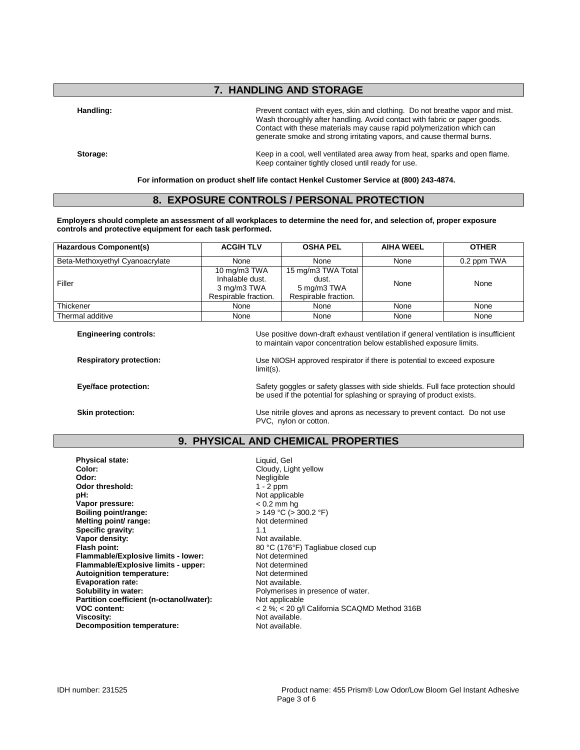## 7. HANDLING AND STORAGE

**Handling:** Prevent contact with eyes, skin and clothing. Do not breathe vapor and mist. Wash thoroughly after handling. Avoid contact with fabric or paper goods. Contact with these materials may cause rapid polymerization which can generate smoke and strong irritating vapors, and cause thermal burns.

**Storage:** Keep in a cool, well ventilated area away from heat, sparks and open flame. Keep container tightly closed until ready for use.

**For information on product shelf life contact Henkel Customer Service at (800) 243-4874.**

## 8. EXPOSURE CONTROLS / PERSONAL PROTECTION

**Employers should complete an assessment of all workplaces to determine the need for, and selection of, proper exposure controls and protective equipment for each task performed.**

| Hazardous Component(s) | ACGIH TLV | OSHA PEL | AIHA WEEL | OTHER |
|---|---|---|---|---|
| Beta-Methoxyethyl Cyanoacrylate | None | None | None | 0.2 ppm TWA |
| Filler | 10 mg/m3 TWA Inhalable dust. 3 mg/m3 TWA Respirable fraction. | 15 mg/m3 TWA Total dust. 5 mg/m3 TWA Respirable fraction. | None | None |
| Thickener | None | None | None | None |
| Thermal additive | None | None | None | None |

**Engineering controls:** Use positive down-draft exhaust ventilation if general ventilation is insufficient to maintain vapor concentration below established exposure limits.

**Respiratory protection:** Use NIOSH approved respirator if there is potential to exceed exposure limit(s).

**Eye/face protection:** Safety goggles or safety glasses with side shields. Full face protection should be used if the potential for splashing or spraying of product exists.

**Skin protection:** Use nitrile gloves and aprons as necessary to prevent contact. Do not use PVC, nylon or cotton.

## 9. PHYSICAL AND CHEMICAL PROPERTIES

**Physical state:** Liquid, Gel
**Color:** Cloudy, Light yellow
**Odor:** Negligible
**Odor threshold:** 1 - 2 ppm
**pH:** Not applicable
**Vapor pressure:** < 0.2 mm hg
**Boiling point/range:** > 149 °C (> 300.2 °F)
**Melting point/ range:** Not determined
**Specific gravity:** 1.1
**Vapor density:** Not available.
**Flash point:** 80 °C (176°F) Tagliabue closed cup
**Flammable/Explosive limits - lower:** Not determined
**Flammable/Explosive limits - upper:** Not determined
**Autoignition temperature:** Not determined
**Evaporation rate:** Not available.
**Solubility in water:** Polymerises in presence of water.
**Partition coefficient (n-octanol/water):** Not applicable
**VOC content:** < 2 %; < 20 g/l California SCAQMD Method 316B
**Viscosity:** Not available.
**Decomposition temperature:** Not available.

IDH number: 231525 Product name: 455 Prism® Low Odor/Low Bloom Gel Instant Adhesive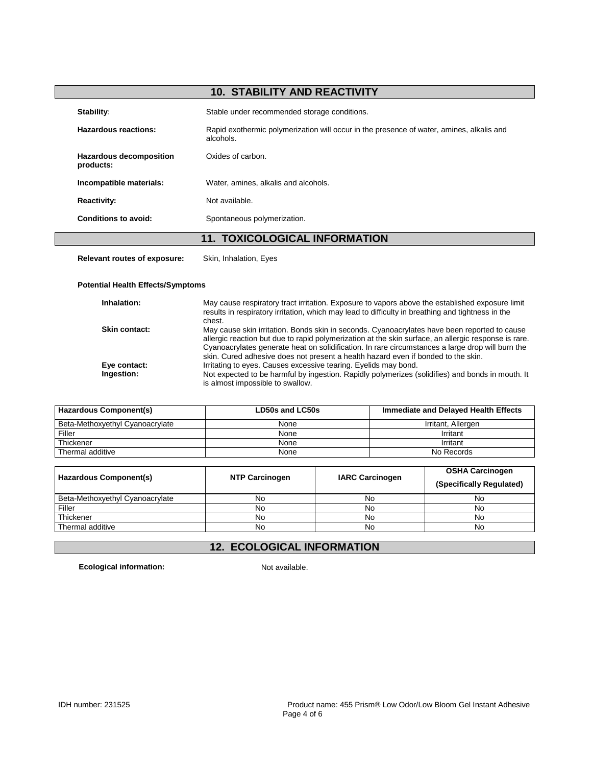## 10. STABILITY AND REACTIVITY

**Stability:** Stable under recommended storage conditions.

**Hazardous reactions:** Rapid exothermic polymerization will occur in the presence of water, amines, alkalis and alcohols.

**Hazardous decomposition products:** Oxides of carbon.

**Incompatible materials:** Water, amines, alkalis and alcohols.

**Reactivity:** Not available.

**Conditions to avoid:** Spontaneous polymerization.

## 11. TOXICOLOGICAL INFORMATION

**Relevant routes of exposure:** Skin, Inhalation, Eyes

**Potential Health Effects/Symptoms**

**Inhalation:** May cause respiratory tract irritation. Exposure to vapors above the established exposure limit results in respiratory irritation, which may lead to difficulty in breathing and tightness in the chest.

**Skin contact:** May cause skin irritation. Bonds skin in seconds. Cyanoacrylates have been reported to cause allergic reaction but due to rapid polymerization at the skin surface, an allergic response is rare. Cyanoacrylates generate heat on solidification. In rare circumstances a large drop will burn the skin. Cured adhesive does not present a health hazard even if bonded to the skin.

**Eye contact:** Irritating to eyes. Causes excessive tearing. Eyelids may bond.

**Ingestion:** Not expected to be harmful by ingestion. Rapidly polymerizes (solidifies) and bonds in mouth. It is almost impossible to swallow.

| Hazardous Component(s) | LD50s and LC50s | Immediate and Delayed Health Effects |
|---|---|---|
| Beta-Methoxyethyl Cyanoacrylate | None | Irritant, Allergen |
| Filler | None | Irritant |
| Thickener | None | Irritant |
| Thermal additive | None | No Records |

| Hazardous Component(s) | NTP Carcinogen | IARC Carcinogen | OSHA Carcinogen (Specifically Regulated) |
|---|---|---|---|
| Beta-Methoxyethyl Cyanoacrylate | No | No | No |
| Filler | No | No | No |
| Thickener | No | No | No |
| Thermal additive | No | No | No |

## 12. ECOLOGICAL INFORMATION

**Ecological information:** Not available.

IDH number: 231525 Product name: 455 Prism® Low Odor/Low Bloom Gel Instant Adhesive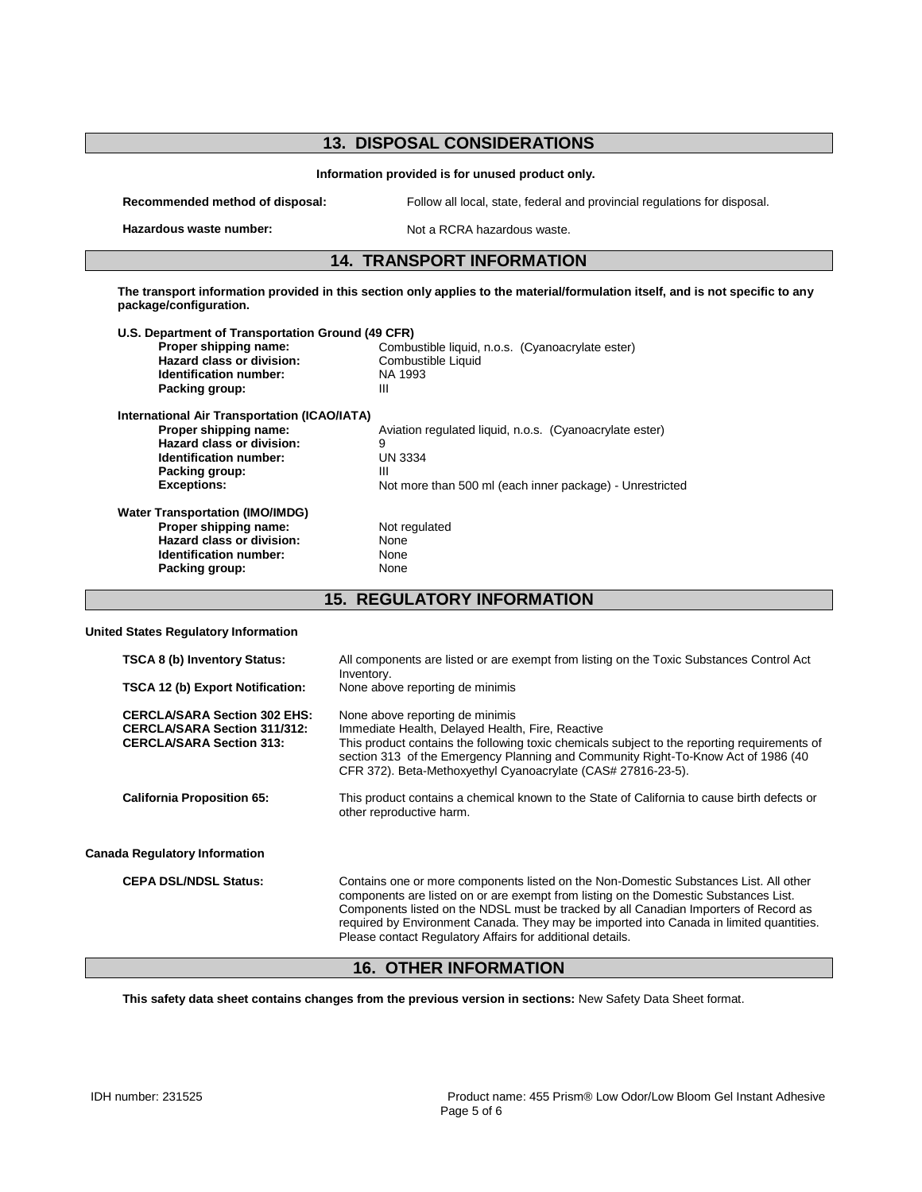## 13. DISPOSAL CONSIDERATIONS

**Information provided is for unused product only.**

**Recommended method of disposal:** Follow all local, state, federal and provincial regulations for disposal.

**Hazardous waste number:** Not a RCRA hazardous waste.

## 14. TRANSPORT INFORMATION

**The transport information provided in this section only applies to the material/formulation itself, and is not specific to any package/configuration.**

**U.S. Department of Transportation Ground (49 CFR)**

| | |
|---|---|
| **Proper shipping name:** | Combustible liquid, n.o.s. (Cyanoacrylate ester) |
| **Hazard class or division:** | Combustible Liquid |
| **Identification number:** | NA 1993 |
| **Packing group:** | III |

**International Air Transportation (ICAO/IATA)**

| | |
|---|---|
| **Proper shipping name:** | Aviation regulated liquid, n.o.s. (Cyanoacrylate ester) |
| **Hazard class or division:** | 9 |
| **Identification number:** | UN 3334 |
| **Packing group:** | III |
| **Exceptions:** | Not more than 500 ml (each inner package) - Unrestricted |

**Water Transportation (IMO/IMDG)**

| | |
|---|---|
| **Proper shipping name:** | Not regulated |
| **Hazard class or division:** | None |
| **Identification number:** | None |
| **Packing group:** | None |

## 15. REGULATORY INFORMATION

**United States Regulatory Information**

| | |
|---|---|
| **TSCA 8 (b) Inventory Status:** | All components are listed or are exempt from listing on the Toxic Substances Control Act Inventory. |
| **TSCA 12 (b) Export Notification:** | None above reporting de minimis |
| **CERCLA/SARA Section 302 EHS:** | None above reporting de minimis |
| **CERCLA/SARA Section 311/312:** | Immediate Health, Delayed Health, Fire, Reactive |
| **CERCLA/SARA Section 313:** | This product contains the following toxic chemicals subject to the reporting requirements of section 313 of the Emergency Planning and Community Right-To-Know Act of 1986 (40 CFR 372). Beta-Methoxyethyl Cyanoacrylate (CAS# 27816-23-5). |
| **California Proposition 65:** | This product contains a chemical known to the State of California to cause birth defects or other reproductive harm. |

**Canada Regulatory Information**

| | |
|---|---|
| **CEPA DSL/NDSL Status:** | Contains one or more components listed on the Non-Domestic Substances List. All other components are listed on or are exempt from listing on the Domestic Substances List. Components listed on the NDSL must be tracked by all Canadian Importers of Record as required by Environment Canada. They may be imported into Canada in limited quantities. Please contact Regulatory Affairs for additional details. |

## 16. OTHER INFORMATION

**This safety data sheet contains changes from the previous version in sections:** New Safety Data Sheet format.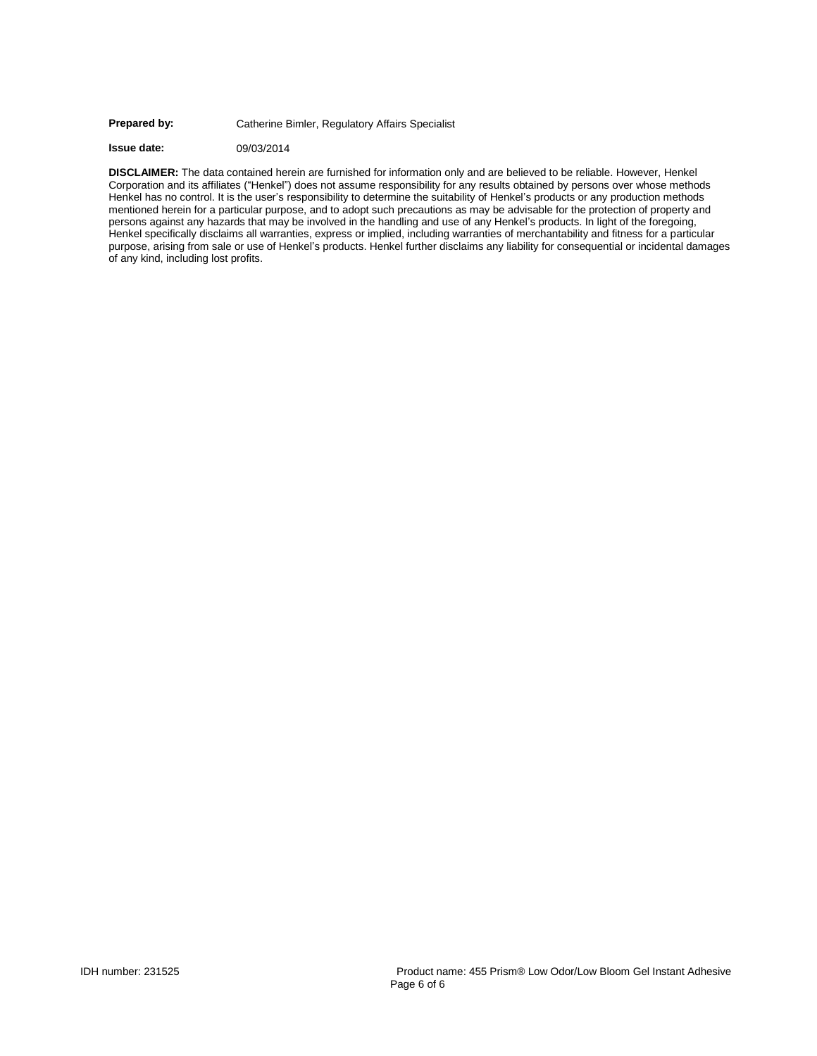**Prepared by:** Catherine Bimler, Regulatory Affairs Specialist

**Issue date:** 09/03/2014

**DISCLAIMER:** The data contained herein are furnished for information only and are believed to be reliable. However, Henkel Corporation and its affiliates ("Henkel") does not assume responsibility for any results obtained by persons over whose methods Henkel has no control. It is the user's responsibility to determine the suitability of Henkel's products or any production methods mentioned herein for a particular purpose, and to adopt such precautions as may be advisable for the protection of property and persons against any hazards that may be involved in the handling and use of any Henkel's products. In light of the foregoing, Henkel specifically disclaims all warranties, express or implied, including warranties of merchantability and fitness for a particular purpose, arising from sale or use of Henkel's products. Henkel further disclaims any liability for consequential or incidental damages of any kind, including lost profits.